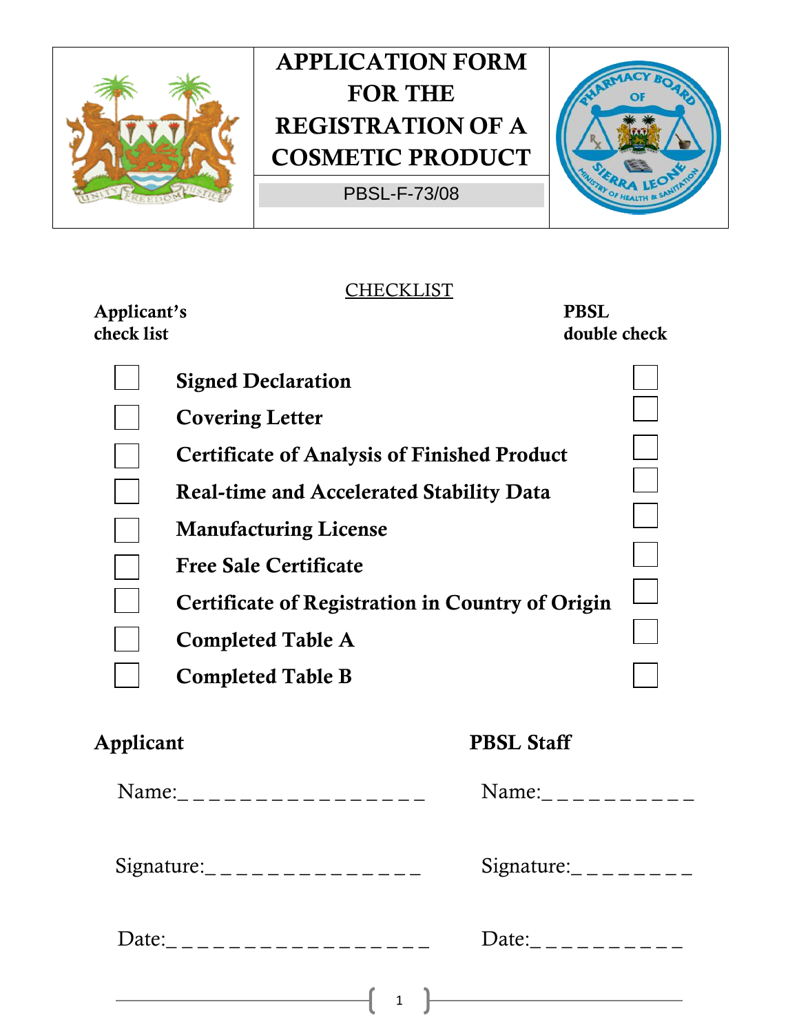# APPLICATION FORM FOR THE REGISTRATION OF A COSMETIC PRODUCT

PBSL-F-73/08

## CHECKLIST

| Applicant's check list | | PBSL double check |
| --- | --- | --- |
| ☐ | **Signed Declaration** | ☐ |
| ☐ | **Covering Letter** | ☐ |
| ☐ | **Certificate of Analysis of Finished Product** | ☐ |
| ☐ | **Real-time and Accelerated Stability Data** | ☐ |
| ☐ | **Manufacturing License** | ☐ |
| ☐ | **Free Sale Certificate** | ☐ |
| ☐ | **Certificate of Registration in Country of Origin** | ☐ |
| ☐ | **Completed Table A** | ☐ |
| ☐ | **Completed Table B** | ☐ |

| **Applicant** | **PBSL Staff** |
| --- | --- |
| Name:_ _ _ _ _ _ _ _ _ _ _ _ _ _ _ _ | Name:_ _ _ _ _ _ _ _ _ _ |
| Signature:_ _ _ _ _ _ _ _ _ _ _ _ _ _ | Signature:_ _ _ _ _ _ _ _ |
| Date:_ _ _ _ _ _ _ _ _ _ _ _ _ _ _ _ _ | Date:_ _ _ _ _ _ _ _ _ _ |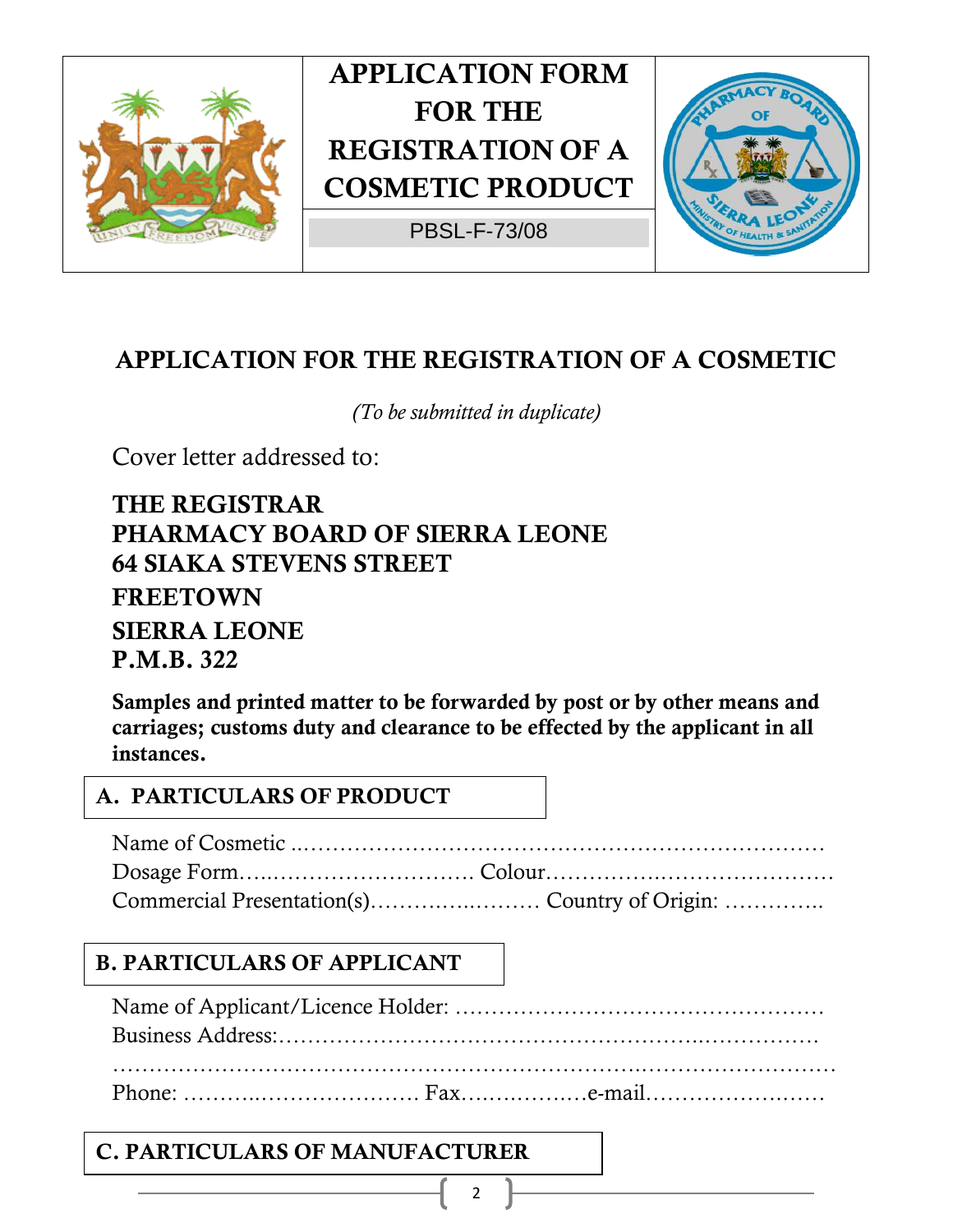| | APPLICATION FORM FOR THE REGISTRATION OF A COSMETIC PRODUCT | |
|---|---|---|
| | PBSL-F-73/08 | |

# APPLICATION FOR THE REGISTRATION OF A COSMETIC

*(To be submitted in duplicate)*

Cover letter addressed to:

**THE REGISTRAR**
**PHARMACY BOARD OF SIERRA LEONE**
**64 SIAKA STEVENS STREET**
**FREETOWN**
**SIERRA LEONE**
**P.M.B. 322**

**Samples and printed matter to be forwarded by post or by other means and carriages; customs duty and clearance to be effected by the applicant in all instances.**

## A. PARTICULARS OF PRODUCT

Name of Cosmetic ..……………………………………………………………
Dosage Form…..………………………. Colour……………….……………….
Commercial Presentation(s)……………..……… Country of Origin: …………..

## B. PARTICULARS OF APPLICANT

Name of Applicant/Licence Holder: ……………………………………………
Business Address:………………………………………………..…………….
……………………………………………………….…………………….
Phone: ………..………………… Fax……………..…e-mail……………….……

## C. PARTICULARS OF MANUFACTURER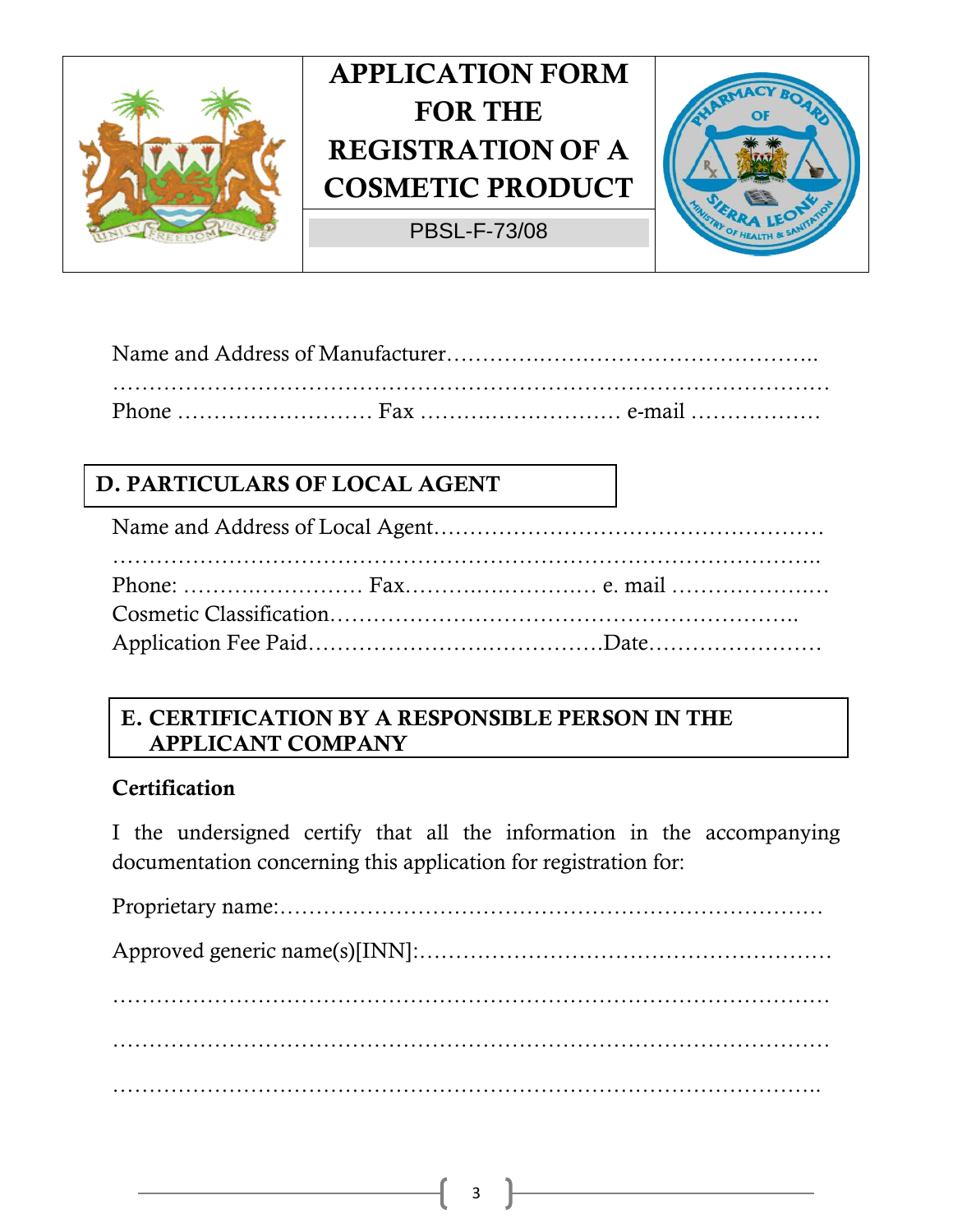| | APPLICATION FORM FOR THE REGISTRATION OF A COSMETIC PRODUCT | |
|---|---|---|
| | PBSL-F-73/08 | |

Name and Address of Manufacturer…………….…………………………………..
………………………………………………………………………………………
Phone ……………………… Fax ……….……………… e-mail ………………

## D. PARTICULARS OF LOCAL AGENT

Name and Address of Local Agent………………………………………………
……………………………………………………………………………………..
Phone: ………….………… Fax…………..………….… e. mail …………….…
Cosmetic Classification………………………………………………………..
Application Fee Paid……………………….………….Date……………………

## E. CERTIFICATION BY A RESPONSIBLE PERSON IN THE APPLICANT COMPANY

**Certification**

I the undersigned certify that all the information in the accompanying documentation concerning this application for registration for:

Proprietary name:…………………………………………………………………

Approved generic name(s)[INN]:…………………………………………………

………………………………………………………………………………………

………………………………………………………………………………………

……………………………………………………………………………………..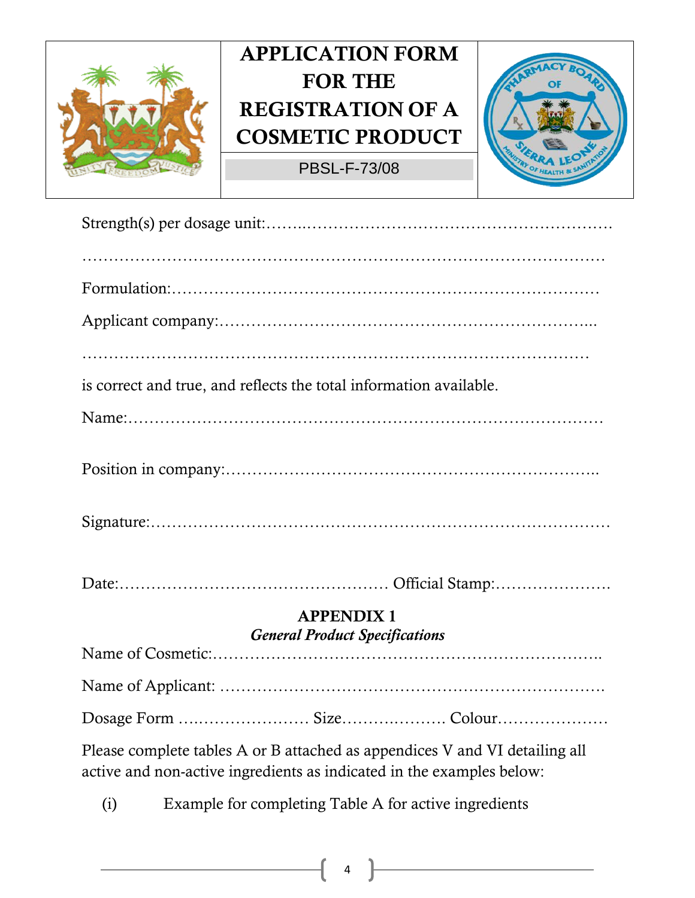# APPLICATION FORM FOR THE REGISTRATION OF A COSMETIC PRODUCT

PBSL-F-73/08

Strength(s) per dosage unit:……..……………………………………………………

……………………………………………………………………………………

Formulation:……………………………………………………………………

Applicant company:………………………………………………………...

…………………………………………………………………………………

is correct and true, and reflects the total information available.

Name:……………………………………………………………………………

Position in company:……………………………………………………………..

Signature:…………………………………………………………………………

Date:…………………………………………… Official Stamp:………………….

## APPENDIX 1

***General Product Specifications***

Name of Cosmetic:……………………………………………………………..

Name of Applicant: ……………………………………………………………….

Dosage Form …..………………… Size……….………. Colour…………………

Please complete tables A or B attached as appendices V and VI detailing all active and non-active ingredients as indicated in the examples below:

(i) Example for completing Table A for active ingredients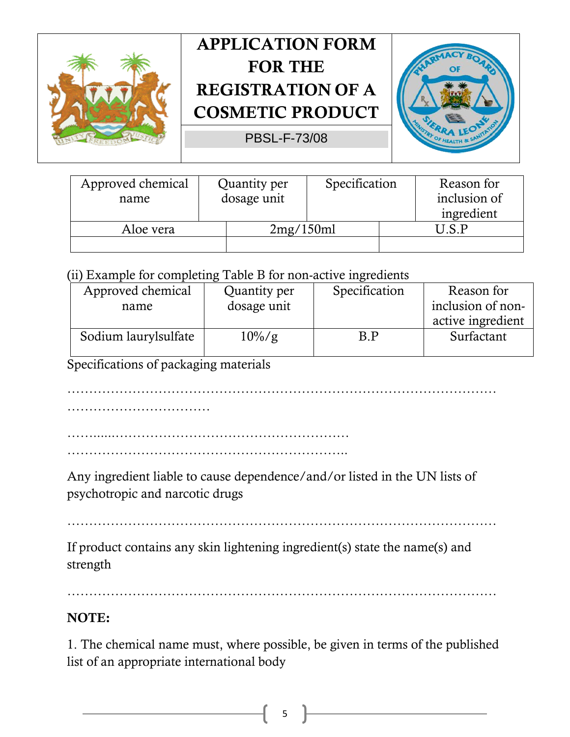# APPLICATION FORM FOR THE REGISTRATION OF A COSMETIC PRODUCT

PBSL-F-73/08

| Approved chemical name | Quantity per dosage unit | Specification | Reason for inclusion of ingredient |
|---|---|---|---|
| Aloe vera | 2mg/150ml | U.S.P | |
| | | | |

(ii) Example for completing Table B for non-active ingredients

| Approved chemical name | Quantity per dosage unit | Specification | Reason for inclusion of non-active ingredient |
|---|---|---|---|
| Sodium laurylsulfate | 10%/g | B.P | Surfactant |

Specifications of packaging materials

……………………………………………………………………………………… ……………………………

……....………………………………………………… ………………………………………………………..

Any ingredient liable to cause dependence/and/or listed in the UN lists of psychotropic and narcotic drugs

………………………………………………………………………………………

If product contains any skin lightening ingredient(s) state the name(s) and strength

………………………………………………………………………………………

**NOTE:**

1. The chemical name must, where possible, be given in terms of the published list of an appropriate international body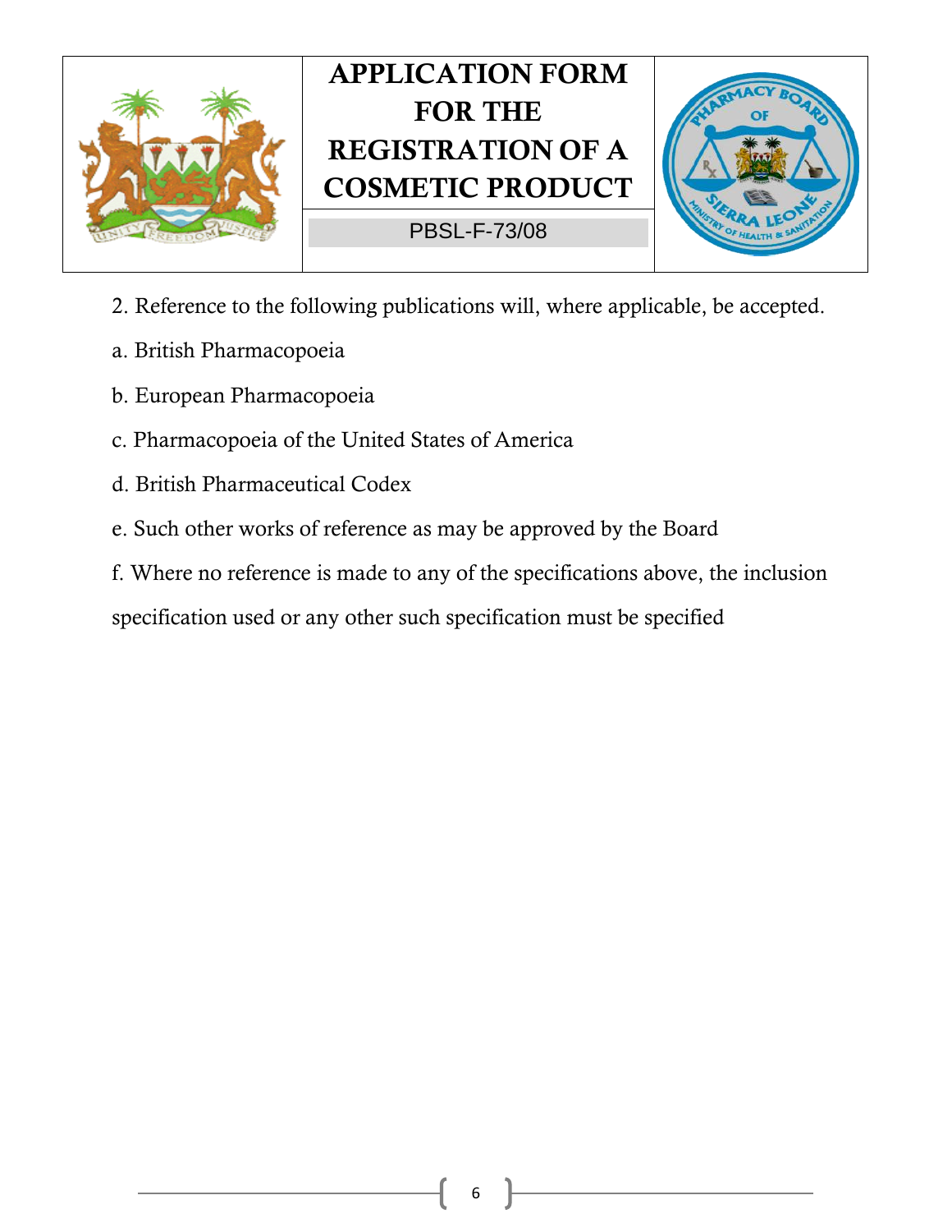2. Reference to the following publications will, where applicable, be accepted.

a. British Pharmacopoeia

b. European Pharmacopoeia

c. Pharmacopoeia of the United States of America

d. British Pharmaceutical Codex

e. Such other works of reference as may be approved by the Board

f. Where no reference is made to any of the specifications above, the inclusion specification used or any other such specification must be specified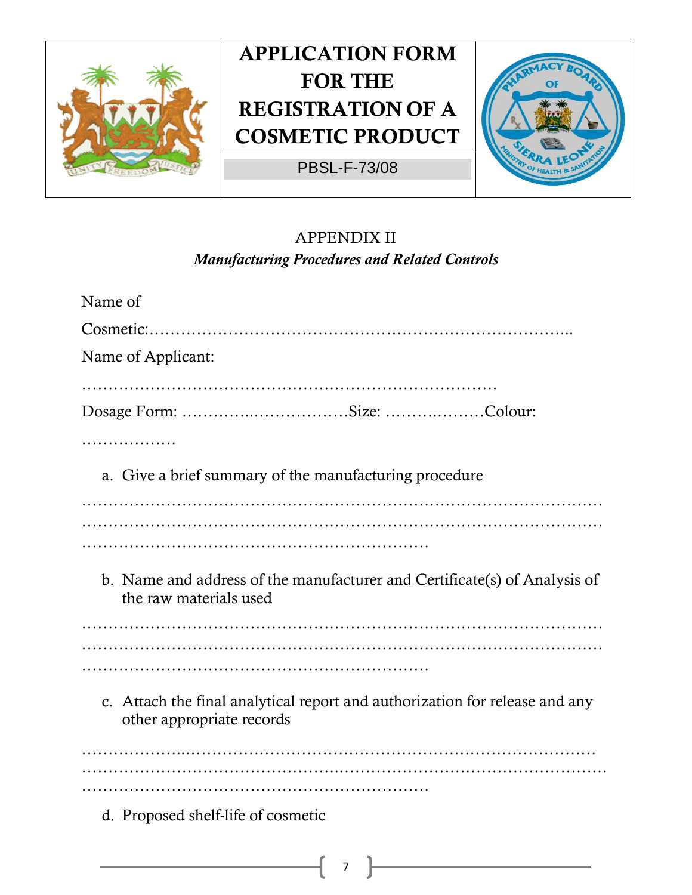# APPLICATION FORM FOR THE REGISTRATION OF A COSMETIC PRODUCT

PBSL-F-73/08

APPENDIX II

***Manufacturing Procedures and Related Controls***

Name of Cosmetic:…………………………………………………………………..

Name of Applicant:

………………………………………………………………….

Dosage Form: …………..……………….Size: ……….………Colour: ………………

a. Give a brief summary of the manufacturing procedure

……………………………………………………………………………………
……………………………………………………………………………………
…………………………………………………………

b. Name and address of the manufacturer and Certificate(s) of Analysis of the raw materials used

……………………………………………………………………………………
……………………………………………………………………………………
…………………………………………………………

c. Attach the final analytical report and authorization for release and any other appropriate records

………………..………………………………………………………………
……………………………………………………………………………………
…………………………………………………………

d. Proposed shelf-life of cosmetic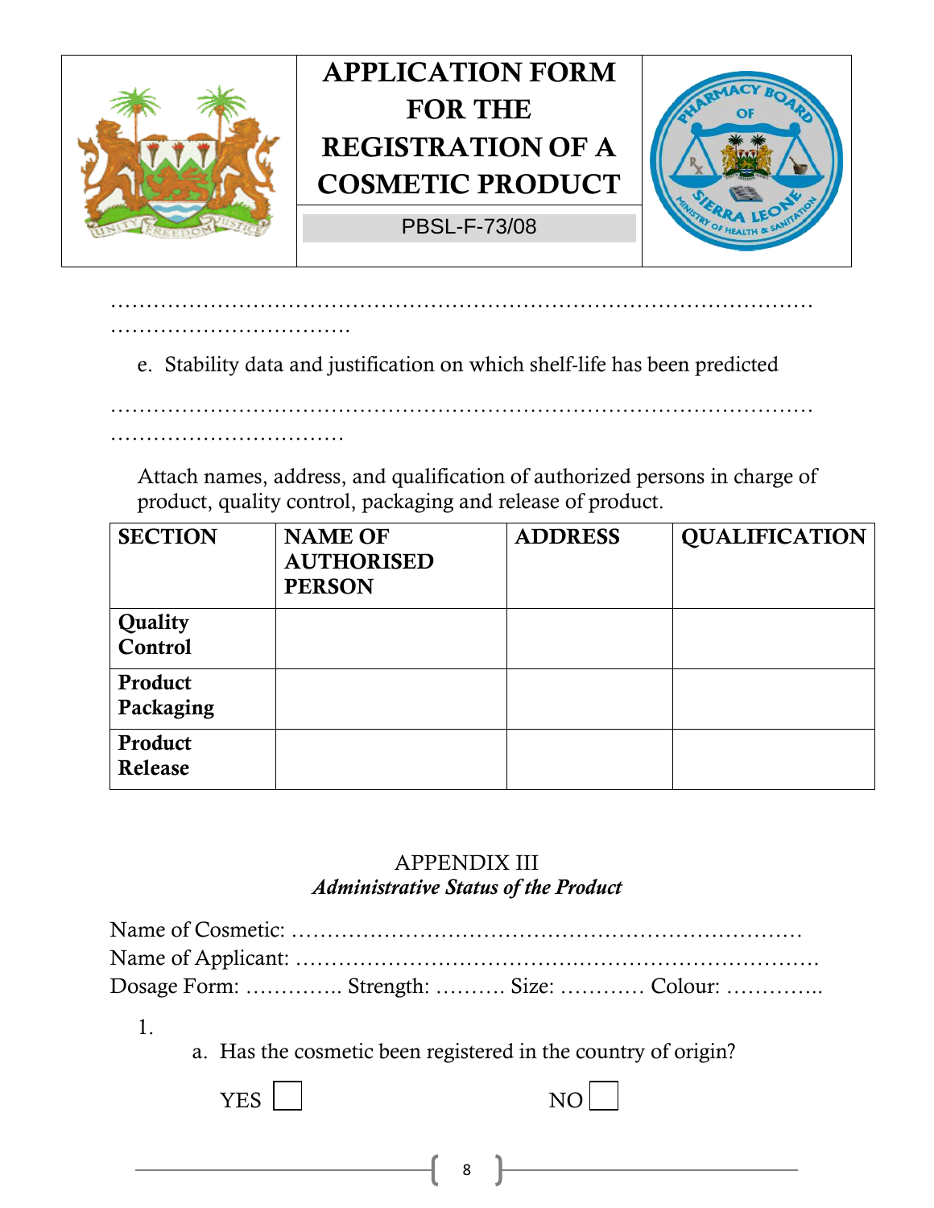………………………………………………………………………………………… ……………………………

e. Stability data and justification on which shelf-life has been predicted

………………………………………………………………………………………… ……………………………

Attach names, address, and qualification of authorized persons in charge of product, quality control, packaging and release of product.

| SECTION | NAME OF AUTHORISED PERSON | ADDRESS | QUALIFICATION |
|---|---|---|---|
| **Quality Control** | | | |
| **Product Packaging** | | | |
| **Product Release** | | | |

APPENDIX III

***Administrative Status of the Product***

Name of Cosmetic: ……………………………………………………………

Name of Applicant: ……………………………………………………………

Dosage Form: ………….. Strength: ………. Size: ………… Colour: …………..

1.
   a. Has the cosmetic been registered in the country of origin?

   YES ☐ NO ☐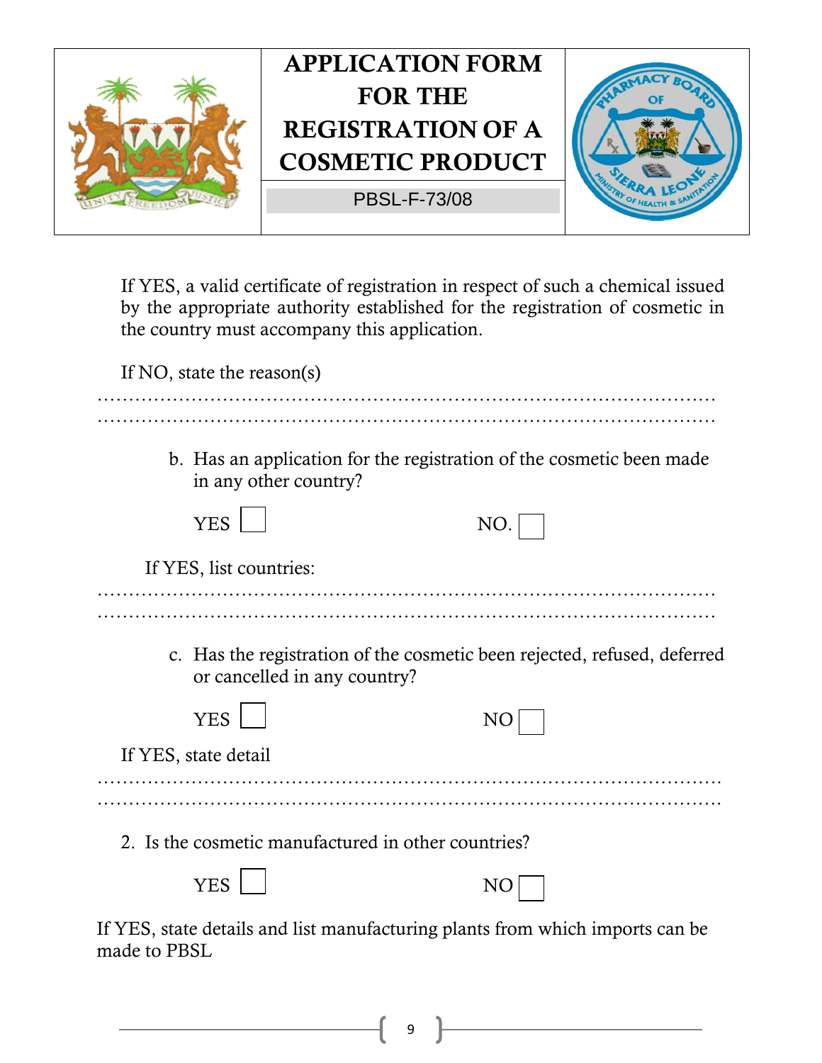# APPLICATION FORM FOR THE REGISTRATION OF A COSMETIC PRODUCT

PBSL-F-73/08

If YES, a valid certificate of registration in respect of such a chemical issued by the appropriate authority established for the registration of cosmetic in the country must accompany this application.

If NO, state the reason(s)

……………………………………………………………………………………………
……………………………………………………………………………………………

b. Has an application for the registration of the cosmetic been made in any other country?

YES ☐ NO. ☐

If YES, list countries:

……………………………………………………………………………………………
……………………………………………………………………………………………

c. Has the registration of the cosmetic been rejected, refused, deferred or cancelled in any country?

YES ☐ NO ☐

If YES, state detail

……………………………………………………………………………………………
……………………………………………………………………………………………

2. Is the cosmetic manufactured in other countries?

YES ☐ NO ☐

If YES, state details and list manufacturing plants from which imports can be made to PBSL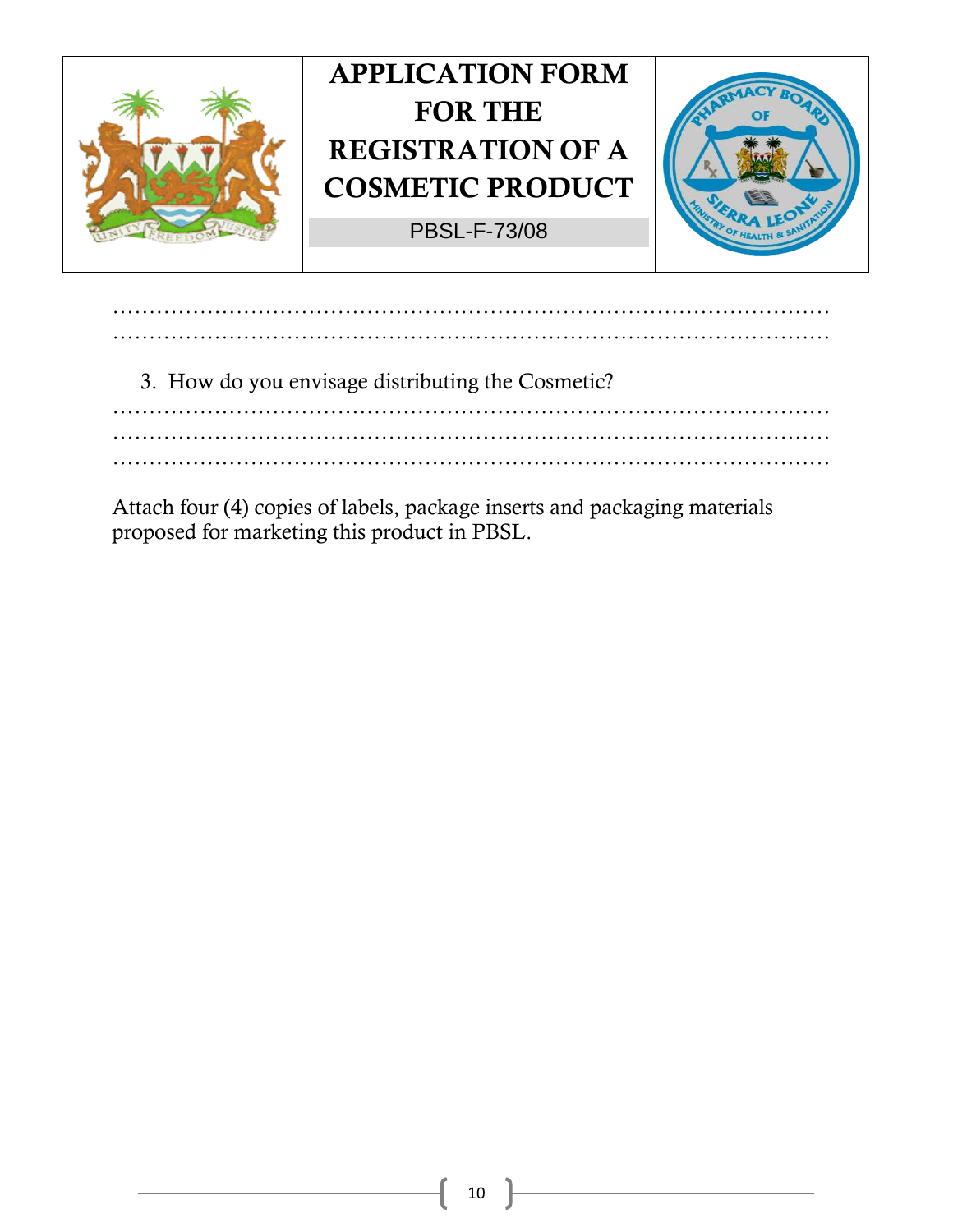# APPLICATION FORM FOR THE REGISTRATION OF A COSMETIC PRODUCT

PBSL-F-73/08

…………………………………………………………………………………………
…………………………………………………………………………………………

3. How do you envisage distributing the Cosmetic?

…………………………………………………………………………………………
…………………………………………………………………………………………
…………………………………………………………………………………………

Attach four (4) copies of labels, package inserts and packaging materials proposed for marketing this product in PBSL.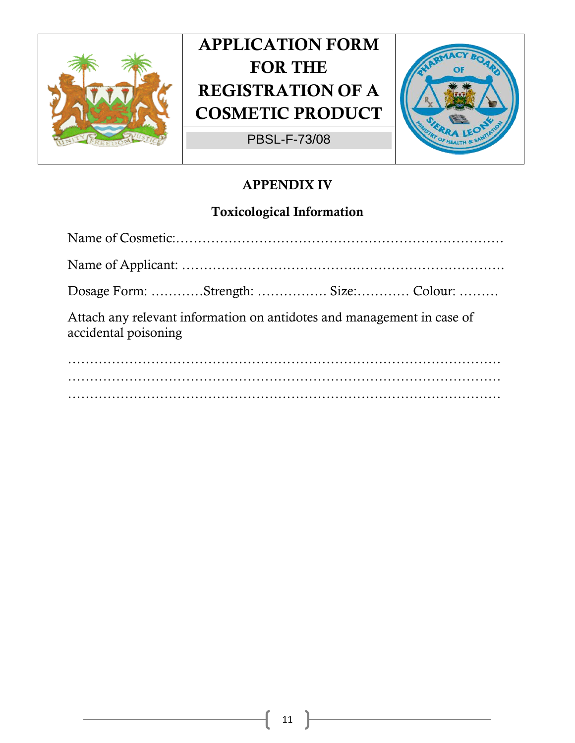# APPLICATION FORM FOR THE REGISTRATION OF A COSMETIC PRODUCT

PBSL-F-73/08

## APPENDIX IV

### Toxicological Information

Name of Cosmetic:………………………………………………………………

Name of Applicant: ……………………………………………………………

Dosage Form: …………Strength: ……………. Size:………… Colour: ………

Attach any relevant information on antidotes and management in case of accidental poisoning

………………………………………………………………………………………
………………………………………………………………………………………
………………………………………………………………………………………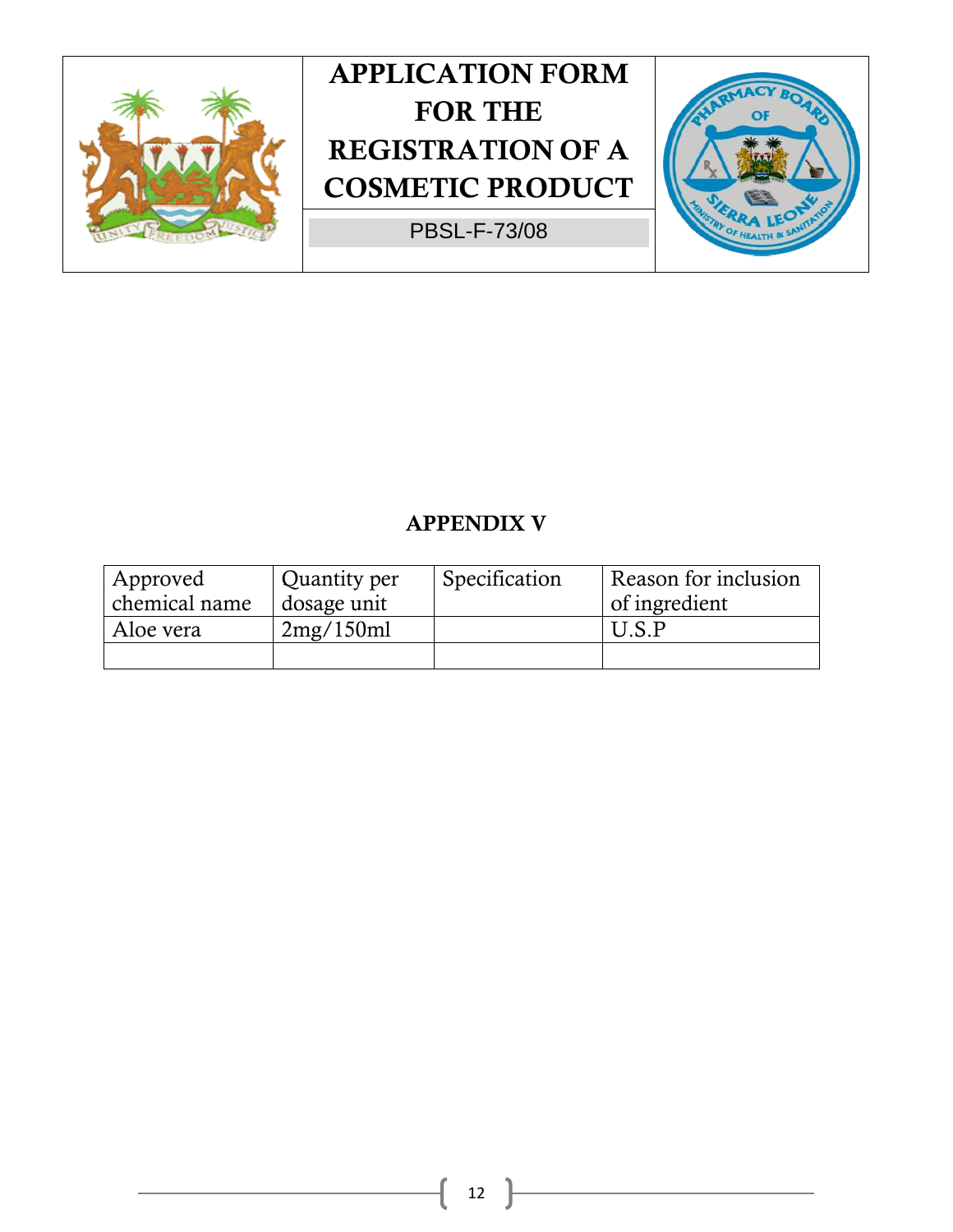# APPLICATION FORM FOR THE REGISTRATION OF A COSMETIC PRODUCT

PBSL-F-73/08

## APPENDIX V

| Approved chemical name | Quantity per dosage unit | Specification | Reason for inclusion of ingredient |
|---|---|---|---|
| Aloe vera | 2mg/150ml | | U.S.P |
| | | | |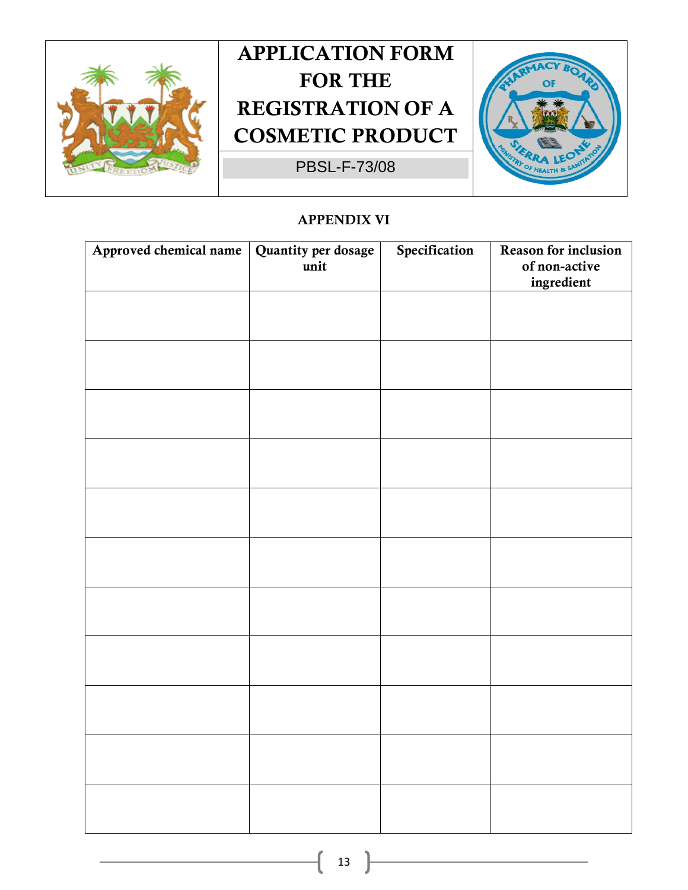# APPLICATION FORM FOR THE REGISTRATION OF A COSMETIC PRODUCT

PBSL-F-73/08

## APPENDIX VI

| Approved chemical name | Quantity per dosage unit | Specification | Reason for inclusion of non-active ingredient |
|---|---|---|---|
| | | | |
| | | | |
| | | | |
| | | | |
| | | | |
| | | | |
| | | | |
| | | | |
| | | | |
| | | | |
| | | | |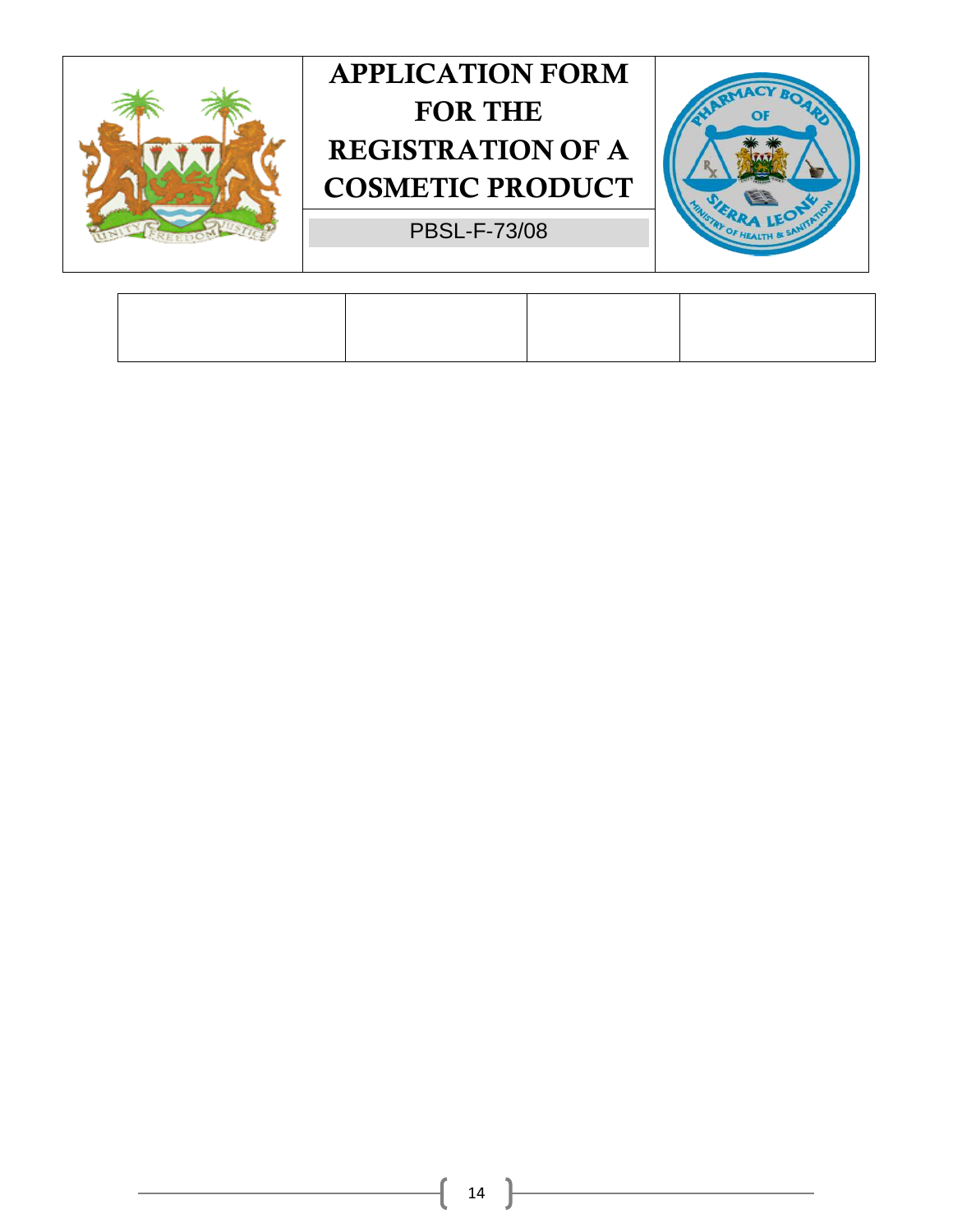# APPLICATION FORM FOR THE REGISTRATION OF A COSMETIC PRODUCT

PBSL-F-73/08

| | | | |
|---|---|---|---|
| | | | |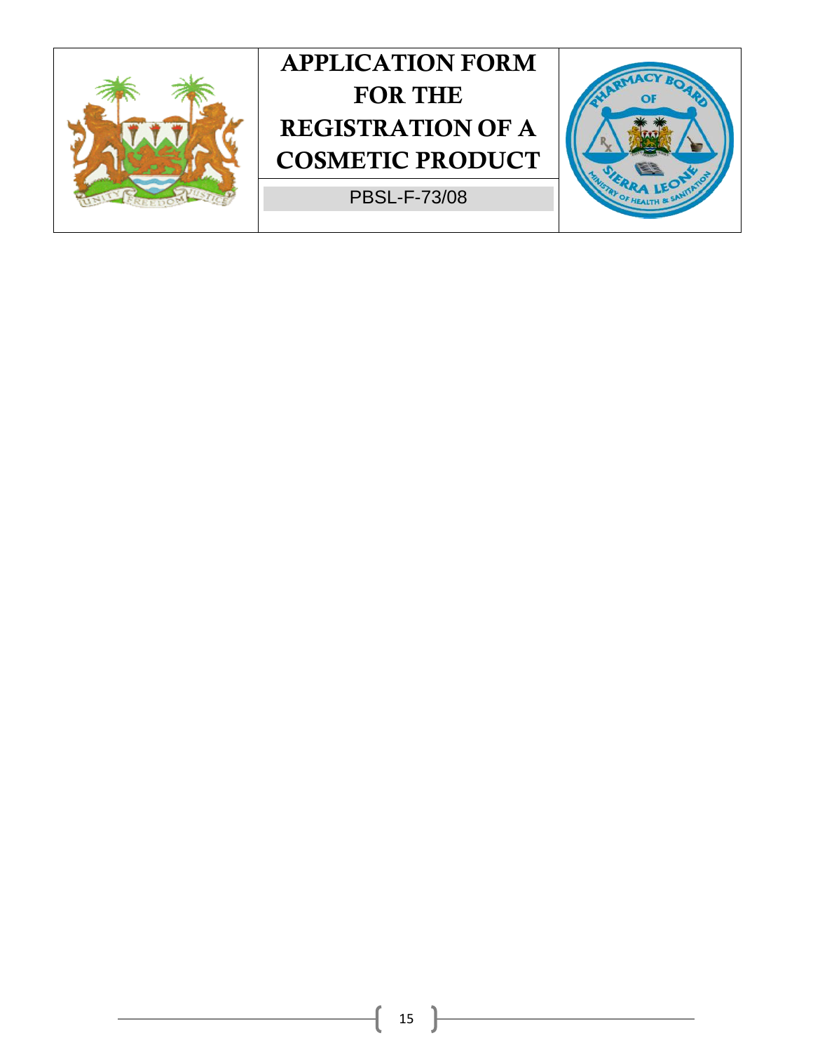# APPLICATION FORM FOR THE REGISTRATION OF A COSMETIC PRODUCT

PBSL-F-73/08